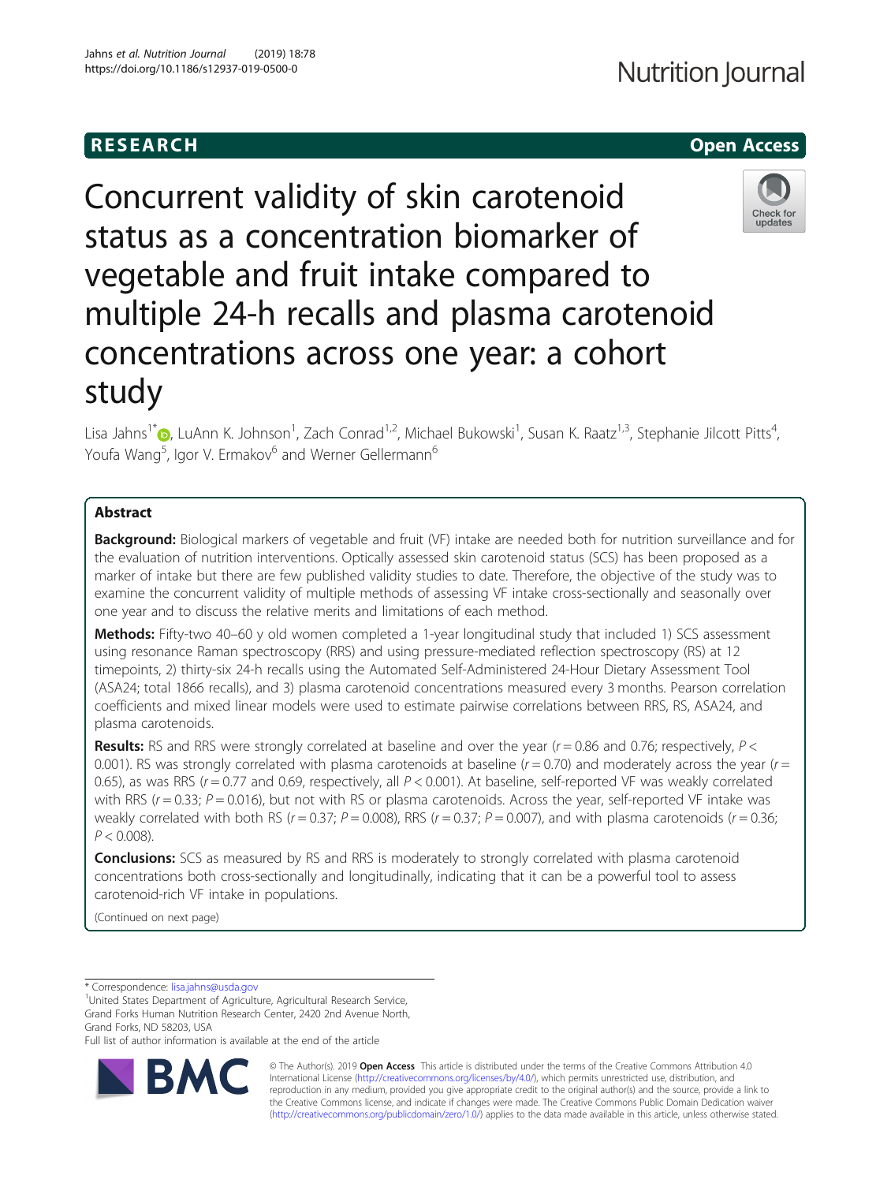RESEARCH

Open Access

# Concurrent validity of skin carotenoid status as a concentration biomarker of vegetable and fruit intake compared to multiple 24-h recalls and plasma carotenoid concentrations across one year: a cohort study

Lisa Jahns[1*], LuAnn K. Johnson[1], Zach Conrad[1,2], Michael Bukowski[1], Susan K. Raatz[1,3], Stephanie Jilcott Pitts[4], Youfa Wang[5], Igor V. Ermakov[6] and Werner Gellermann[6]

## Abstract

**Background:** Biological markers of vegetable and fruit (VF) intake are needed both for nutrition surveillance and for the evaluation of nutrition interventions. Optically assessed skin carotenoid status (SCS) has been proposed as a marker of intake but there are few published validity studies to date. Therefore, the objective of the study was to examine the concurrent validity of multiple methods of assessing VF intake cross-sectionally and seasonally over one year and to discuss the relative merits and limitations of each method.

**Methods:** Fifty-two 40–60 y old women completed a 1-year longitudinal study that included 1) SCS assessment using resonance Raman spectroscopy (RRS) and using pressure-mediated reflection spectroscopy (RS) at 12 timepoints, 2) thirty-six 24-h recalls using the Automated Self-Administered 24-Hour Dietary Assessment Tool (ASA24; total 1866 recalls), and 3) plasma carotenoid concentrations measured every 3 months. Pearson correlation coefficients and mixed linear models were used to estimate pairwise correlations between RRS, RS, ASA24, and plasma carotenoids.

**Results:** RS and RRS were strongly correlated at baseline and over the year ($r = 0.86$ and $0.76$; respectively, $P < 0.001$). RS was strongly correlated with plasma carotenoids at baseline ($r = 0.70$) and moderately across the year ($r = 0.65$), as was RRS ($r = 0.77$ and $0.69$, respectively, all $P < 0.001$). At baseline, self-reported VF was weakly correlated with RRS ($r = 0.33$; $P = 0.016$), but not with RS or plasma carotenoids. Across the year, self-reported VF intake was weakly correlated with both RS ($r = 0.37$; $P = 0.008$), RRS ($r = 0.37$; $P = 0.007$), and with plasma carotenoids ($r = 0.36$; $P < 0.008$).

**Conclusions:** SCS as measured by RS and RRS is moderately to strongly correlated with plasma carotenoid concentrations both cross-sectionally and longitudinally, indicating that it can be a powerful tool to assess carotenoid-rich VF intake in populations.

(Continued on next page)

* Correspondence: lisa.jahns@usda.gov

[1]United States Department of Agriculture, Agricultural Research Service, Grand Forks Human Nutrition Research Center, 2420 2nd Avenue North, Grand Forks, ND 58203, USA

Full list of author information is available at the end of the article

© The Author(s). 2019 **Open Access** This article is distributed under the terms of the Creative Commons Attribution 4.0 International License (http://creativecommons.org/licenses/by/4.0/), which permits unrestricted use, distribution, and reproduction in any medium, provided you give appropriate credit to the original author(s) and the source, provide a link to the Creative Commons license, and indicate if changes were made. The Creative Commons Public Domain Dedication waiver (http://creativecommons.org/publicdomain/zero/1.0/) applies to the data made available in this article, unless otherwise stated.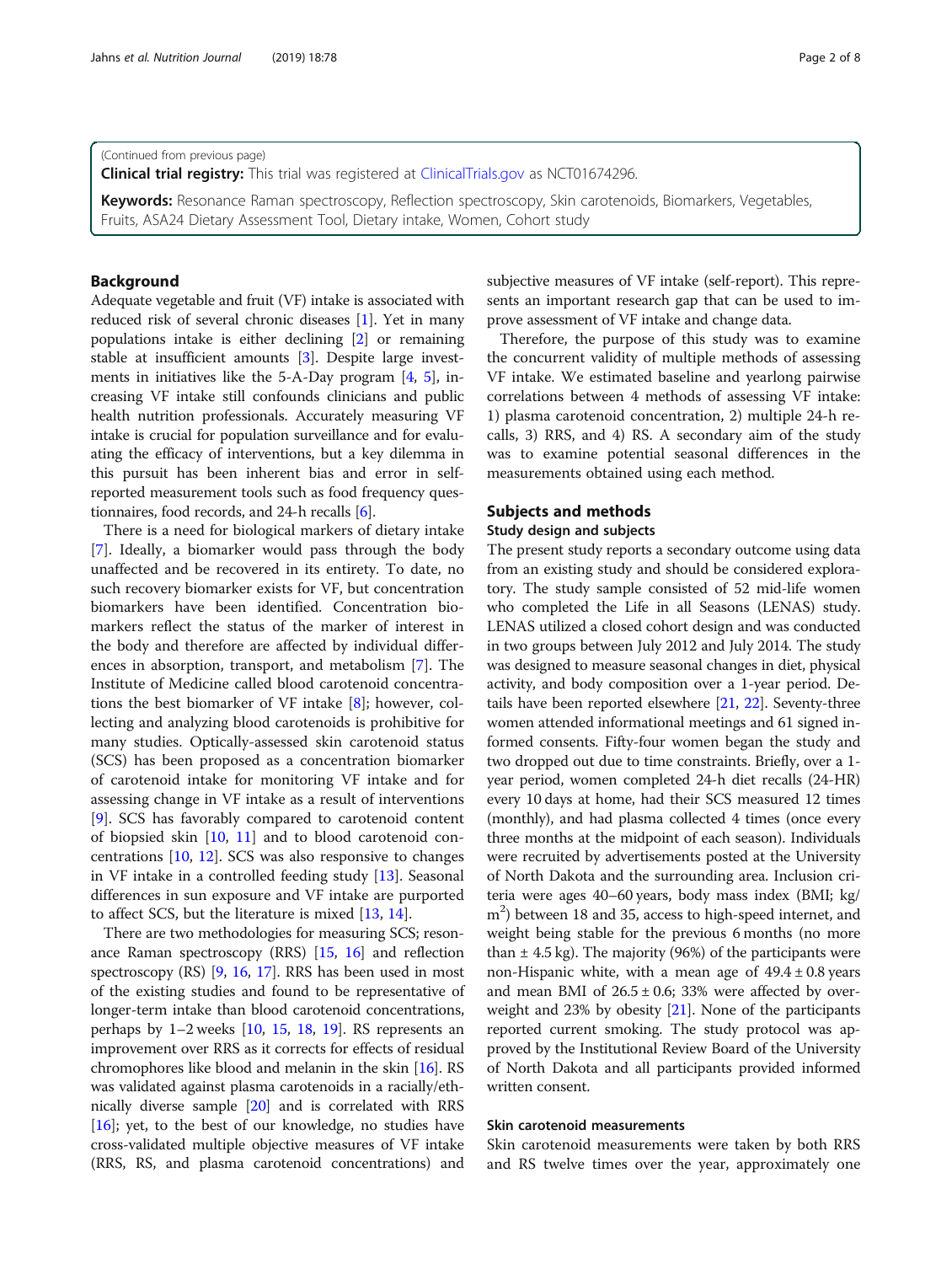(Continued from previous page)

**Clinical trial registry:** This trial was registered at ClinicalTrials.gov as NCT01674296.

**Keywords:** Resonance Raman spectroscopy, Reflection spectroscopy, Skin carotenoids, Biomarkers, Vegetables, Fruits, ASA24 Dietary Assessment Tool, Dietary intake, Women, Cohort study

## Background

Adequate vegetable and fruit (VF) intake is associated with reduced risk of several chronic diseases [1]. Yet in many populations intake is either declining [2] or remaining stable at insufficient amounts [3]. Despite large investments in initiatives like the 5-A-Day program [4, 5], increasing VF intake still confounds clinicians and public health nutrition professionals. Accurately measuring VF intake is crucial for population surveillance and for evaluating the efficacy of interventions, but a key dilemma in this pursuit has been inherent bias and error in self-reported measurement tools such as food frequency questionnaires, food records, and 24-h recalls [6].

There is a need for biological markers of dietary intake [7]. Ideally, a biomarker would pass through the body unaffected and be recovered in its entirety. To date, no such recovery biomarker exists for VF, but concentration biomarkers have been identified. Concentration biomarkers reflect the status of the marker of interest in the body and therefore are affected by individual differences in absorption, transport, and metabolism [7]. The Institute of Medicine called blood carotenoid concentrations the best biomarker of VF intake [8]; however, collecting and analyzing blood carotenoids is prohibitive for many studies. Optically-assessed skin carotenoid status (SCS) has been proposed as a concentration biomarker of carotenoid intake for monitoring VF intake and for assessing change in VF intake as a result of interventions [9]. SCS has favorably compared to carotenoid content of biopsied skin [10, 11] and to blood carotenoid concentrations [10, 12]. SCS was also responsive to changes in VF intake in a controlled feeding study [13]. Seasonal differences in sun exposure and VF intake are purported to affect SCS, but the literature is mixed [13, 14].

There are two methodologies for measuring SCS; resonance Raman spectroscopy (RRS) [15, 16] and reflection spectroscopy (RS) [9, 16, 17]. RRS has been used in most of the existing studies and found to be representative of longer-term intake than blood carotenoid concentrations, perhaps by 1–2 weeks [10, 15, 18, 19]. RS represents an improvement over RRS as it corrects for effects of residual chromophores like blood and melanin in the skin [16]. RS was validated against plasma carotenoids in a racially/ethnically diverse sample [20] and is correlated with RRS [16]; yet, to the best of our knowledge, no studies have cross-validated multiple objective measures of VF intake (RRS, RS, and plasma carotenoid concentrations) and subjective measures of VF intake (self-report). This represents an important research gap that can be used to improve assessment of VF intake and change data.

Therefore, the purpose of this study was to examine the concurrent validity of multiple methods of assessing VF intake. We estimated baseline and yearlong pairwise correlations between 4 methods of assessing VF intake: 1) plasma carotenoid concentration, 2) multiple 24-h recalls, 3) RRS, and 4) RS. A secondary aim of the study was to examine potential seasonal differences in the measurements obtained using each method.

## Subjects and methods

### Study design and subjects

The present study reports a secondary outcome using data from an existing study and should be considered exploratory. The study sample consisted of 52 mid-life women who completed the Life in all Seasons (LENAS) study. LENAS utilized a closed cohort design and was conducted in two groups between July 2012 and July 2014. The study was designed to measure seasonal changes in diet, physical activity, and body composition over a 1-year period. Details have been reported elsewhere [21, 22]. Seventy-three women attended informational meetings and 61 signed informed consents. Fifty-four women began the study and two dropped out due to time constraints. Briefly, over a 1-year period, women completed 24-h diet recalls (24-HR) every 10 days at home, had their SCS measured 12 times (monthly), and had plasma collected 4 times (once every three months at the midpoint of each season). Individuals were recruited by advertisements posted at the University of North Dakota and the surrounding area. Inclusion criteria were ages 40–60 years, body mass index (BMI; kg/m$^2$) between 18 and 35, access to high-speed internet, and weight being stable for the previous 6 months (no more than ± 4.5 kg). The majority (96%) of the participants were non-Hispanic white, with a mean age of 49.4 ± 0.8 years and mean BMI of 26.5 ± 0.6; 33% were affected by overweight and 23% by obesity [21]. None of the participants reported current smoking. The study protocol was approved by the Institutional Review Board of the University of North Dakota and all participants provided informed written consent.

### Skin carotenoid measurements

Skin carotenoid measurements were taken by both RRS and RS twelve times over the year, approximately one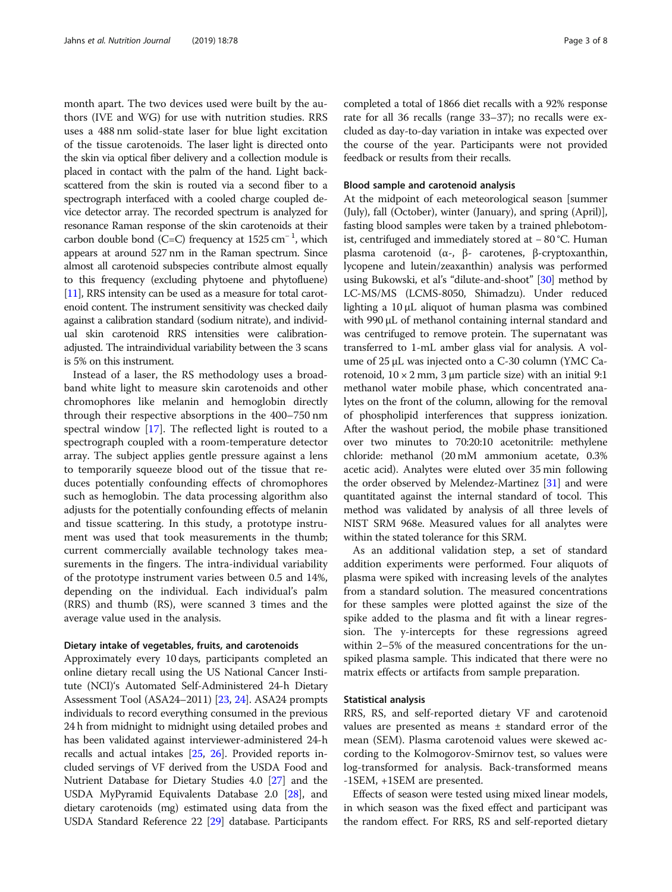month apart. The two devices used were built by the authors (IVE and WG) for use with nutrition studies. RRS uses a 488 nm solid-state laser for blue light excitation of the tissue carotenoids. The laser light is directed onto the skin via optical fiber delivery and a collection module is placed in contact with the palm of the hand. Light backscattered from the skin is routed via a second fiber to a spectrograph interfaced with a cooled charge coupled device detector array. The recorded spectrum is analyzed for resonance Raman response of the skin carotenoids at their carbon double bond (C=C) frequency at 1525 $cm^{-1}$, which appears at around 527 nm in the Raman spectrum. Since almost all carotenoid subspecies contribute almost equally to this frequency (excluding phytoene and phytofluene) [11], RRS intensity can be used as a measure for total carotenoid content. The instrument sensitivity was checked daily against a calibration standard (sodium nitrate), and individual skin carotenoid RRS intensities were calibration-adjusted. The intraindividual variability between the 3 scans is 5% on this instrument.

Instead of a laser, the RS methodology uses a broadband white light to measure skin carotenoids and other chromophores like melanin and hemoglobin directly through their respective absorptions in the 400–750 nm spectral window [17]. The reflected light is routed to a spectrograph coupled with a room-temperature detector array. The subject applies gentle pressure against a lens to temporarily squeeze blood out of the tissue that reduces potentially confounding effects of chromophores such as hemoglobin. The data processing algorithm also adjusts for the potentially confounding effects of melanin and tissue scattering. In this study, a prototype instrument was used that took measurements in the thumb; current commercially available technology takes measurements in the fingers. The intra-individual variability of the prototype instrument varies between 0.5 and 14%, depending on the individual. Each individual's palm (RRS) and thumb (RS), were scanned 3 times and the average value used in the analysis.

#### Dietary intake of vegetables, fruits, and carotenoids

Approximately every 10 days, participants completed an online dietary recall using the US National Cancer Institute (NCI)'s Automated Self-Administered 24-h Dietary Assessment Tool (ASA24–2011) [23, 24]. ASA24 prompts individuals to record everything consumed in the previous 24 h from midnight to midnight using detailed probes and has been validated against interviewer-administered 24-h recalls and actual intakes [25, 26]. Provided reports included servings of VF derived from the USDA Food and Nutrient Database for Dietary Studies 4.0 [27] and the USDA MyPyramid Equivalents Database 2.0 [28], and dietary carotenoids (mg) estimated using data from the USDA Standard Reference 22 [29] database. Participants completed a total of 1866 diet recalls with a 92% response rate for all 36 recalls (range 33–37); no recalls were excluded as day-to-day variation in intake was expected over the course of the year. Participants were not provided feedback or results from their recalls.

#### Blood sample and carotenoid analysis

At the midpoint of each meteorological season [summer (July), fall (October), winter (January), and spring (April)], fasting blood samples were taken by a trained phlebotomist, centrifuged and immediately stored at − 80 °C. Human plasma carotenoid (α-, β- carotenes, β-cryptoxanthin, lycopene and lutein/zeaxanthin) analysis was performed using Bukowski, et al's "dilute-and-shoot" [30] method by LC-MS/MS (LCMS-8050, Shimadzu). Under reduced lighting a 10 μL aliquot of human plasma was combined with 990 μL of methanol containing internal standard and was centrifuged to remove protein. The supernatant was transferred to 1-mL amber glass vial for analysis. A volume of 25 μL was injected onto a C-30 column (YMC Carotenoid, 10 × 2 mm, 3 μm particle size) with an initial 9:1 methanol water mobile phase, which concentrated analytes on the front of the column, allowing for the removal of phospholipid interferences that suppress ionization. After the washout period, the mobile phase transitioned over two minutes to 70:20:10 acetonitrile: methylene chloride: methanol (20 mM ammonium acetate, 0.3% acetic acid). Analytes were eluted over 35 min following the order observed by Melendez-Martinez [31] and were quantitated against the internal standard of tocol. This method was validated by analysis of all three levels of NIST SRM 968e. Measured values for all analytes were within the stated tolerance for this SRM.

As an additional validation step, a set of standard addition experiments were performed. Four aliquots of plasma were spiked with increasing levels of the analytes from a standard solution. The measured concentrations for these samples were plotted against the size of the spike added to the plasma and fit with a linear regression. The y-intercepts for these regressions agreed within 2–5% of the measured concentrations for the unspiked plasma sample. This indicated that there were no matrix effects or artifacts from sample preparation.

#### Statistical analysis

RRS, RS, and self-reported dietary VF and carotenoid values are presented as means ± standard error of the mean (SEM). Plasma carotenoid values were skewed according to the Kolmogorov-Smirnov test, so values were log-transformed for analysis. Back-transformed means -1SEM, +1SEM are presented.

Effects of season were tested using mixed linear models, in which season was the fixed effect and participant was the random effect. For RRS, RS and self-reported dietary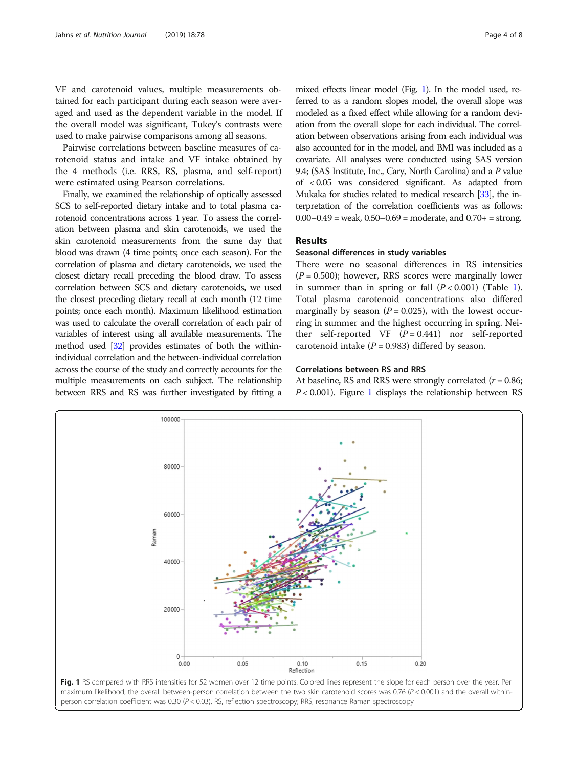VF and carotenoid values, multiple measurements obtained for each participant during each season were averaged and used as the dependent variable in the model. If the overall model was significant, Tukey's contrasts were used to make pairwise comparisons among all seasons.

Pairwise correlations between baseline measures of carotenoid status and intake and VF intake obtained by the 4 methods (i.e. RRS, RS, plasma, and self-report) were estimated using Pearson correlations.

Finally, we examined the relationship of optically assessed SCS to self-reported dietary intake and to total plasma carotenoid concentrations across 1 year. To assess the correlation between plasma and skin carotenoids, we used the skin carotenoid measurements from the same day that blood was drawn (4 time points; once each season). For the correlation of plasma and dietary carotenoids, we used the closest dietary recall preceding the blood draw. To assess correlation between SCS and dietary carotenoids, we used the closest preceding dietary recall at each month (12 time points; once each month). Maximum likelihood estimation was used to calculate the overall correlation of each pair of variables of interest using all available measurements. The method used [32] provides estimates of both the within-individual correlation and the between-individual correlation across the course of the study and correctly accounts for the multiple measurements on each subject. The relationship between RRS and RS was further investigated by fitting a mixed effects linear model (Fig. 1). In the model used, referred to as a random slopes model, the overall slope was modeled as a fixed effect while allowing for a random deviation from the overall slope for each individual. The correlation between observations arising from each individual was also accounted for in the model, and BMI was included as a covariate. All analyses were conducted using SAS version 9.4; (SAS Institute, Inc., Cary, North Carolina) and a *P* value of $< 0.05$ was considered significant. As adapted from Mukaka for studies related to medical research [33], the interpretation of the correlation coefficients was as follows: 0.00–0.49 = weak, 0.50–0.69 = moderate, and 0.70+ = strong.

## Results

### Seasonal differences in study variables

There were no seasonal differences in RS intensities ($P = 0.500$); however, RRS scores were marginally lower in summer than in spring or fall ($P < 0.001$) (Table 1). Total plasma carotenoid concentrations also differed marginally by season ($P = 0.025$), with the lowest occurring in summer and the highest occurring in spring. Neither self-reported VF ($P = 0.441$) nor self-reported carotenoid intake ($P = 0.983$) differed by season.

### Correlations between RS and RRS

At baseline, RS and RRS were strongly correlated ($r = 0.86$; $P < 0.001$). Figure 1 displays the relationship between RS

**Fig. 1** RS compared with RRS intensities for 52 women over 12 time points. Colored lines represent the slope for each person over the year. Per maximum likelihood, the overall between-person correlation between the two skin carotenoid scores was 0.76 ($P < 0.001$) and the overall within-person correlation coefficient was 0.30 ($P < 0.03$). RS, reflection spectroscopy; RRS, resonance Raman spectroscopy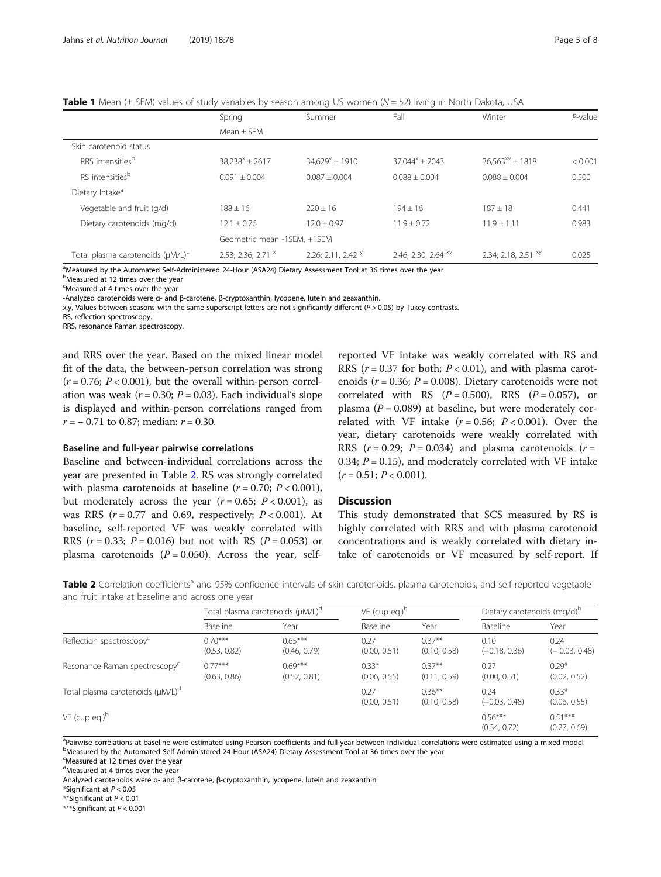**Table 1** Mean (± SEM) values of study variables by season among US women ($N = 52$) living in North Dakota, USA

| | Spring | Summer | Fall | Winter | *P*-value |
|---|---|---|---|---|---|
| | Mean ± SEM | | | | |
| Skin carotenoid status | | | | | |
| RRS intensities[b] | $38{,}238^{x} \pm 2617$ | $34{,}629^{y} \pm 1910$ | $37{,}044^{x} \pm 2043$ | $36{,}563^{xy} \pm 1818$ | < 0.001 |
| RS intensities[b] | 0.091 ± 0.004 | 0.087 ± 0.004 | 0.088 ± 0.004 | 0.088 ± 0.004 | 0.500 |
| Dietary Intake[a] | | | | | |
| Vegetable and fruit (g/d) | 188 ± 16 | 220 ± 16 | 194 ± 16 | 187 ± 18 | 0.441 |
| Dietary carotenoids (mg/d) | 12.1 ± 0.76 | 12.0 ± 0.97 | 11.9 ± 0.72 | 11.9 ± 1.11 | 0.983 |
| | Geometric mean -1SEM, +1SEM | | | | |
| Total plasma carotenoids (μM/L)[c] | 2.53; 2.36, 2.71 $^{x}$ | 2.26; 2.11, 2.42 $^{y}$ | 2.46; 2.30, 2.64 $^{xy}$ | 2.34; 2.18, 2.51 $^{xy}$ | 0.025 |

[a]Measured by the Automated Self-Administered 24-Hour (ASA24) Dietary Assessment Tool at 36 times over the year
[b]Measured at 12 times over the year
[c]Measured at 4 times over the year
•Analyzed carotenoids were α- and β-carotene, β-cryptoxanthin, lycopene, lutein and zeaxanthin.
x,y, Values between seasons with the same superscript letters are not significantly different ($P > 0.05$) by Tukey contrasts.
RS, reflection spectroscopy.
RRS, resonance Raman spectroscopy.

and RRS over the year. Based on the mixed linear model fit of the data, the between-person correlation was strong ($r = 0.76$; $P < 0.001$), but the overall within-person correlation was weak ($r = 0.30$; $P = 0.03$). Each individual's slope is displayed and within-person correlations ranged from $r = -0.71$ to 0.87; median: $r = 0.30$.

### Baseline and full-year pairwise correlations

Baseline and between-individual correlations across the year are presented in Table 2. RS was strongly correlated with plasma carotenoids at baseline ($r = 0.70$; $P < 0.001$), but moderately across the year ($r = 0.65$; $P < 0.001$), as was RRS ($r = 0.77$ and 0.69, respectively; $P < 0.001$). At baseline, self-reported VF was weakly correlated with RRS ($r = 0.33$; $P = 0.016$) but not with RS ($P = 0.053$) or plasma carotenoids ($P = 0.050$). Across the year, self-reported VF intake was weakly correlated with RS and RRS ($r = 0.37$ for both; $P < 0.01$), and with plasma carotenoids ($r = 0.36$; $P = 0.008$). Dietary carotenoids were not correlated with RS ($P = 0.500$), RRS ($P = 0.057$), or plasma ($P = 0.089$) at baseline, but were moderately correlated with VF intake ($r = 0.56$; $P < 0.001$). Over the year, dietary carotenoids were weakly correlated with RRS ($r = 0.29$; $P = 0.034$) and plasma carotenoids ($r = 0.34$; $P = 0.15$), and moderately correlated with VF intake ($r = 0.51$; $P < 0.001$).

## Discussion

This study demonstrated that SCS measured by RS is highly correlated with RRS and with plasma carotenoid concentrations and is weakly correlated with dietary intake of carotenoids or VF measured by self-report. If

**Table 2** Correlation coefficients[a] and 95% confidence intervals of skin carotenoids, plasma carotenoids, and self-reported vegetable and fruit intake at baseline and across one year

| | Total plasma carotenoids (μM/L)[d] | | VF (cup eq.)[b] | | Dietary carotenoids (mg/d)[b] | |
|---|---|---|---|---|---|---|
| | Baseline | Year | Baseline | Year | Baseline | Year |
| Reflection spectroscopy[c] | 0.70*** (0.53, 0.82) | 0.65*** (0.46, 0.79) | 0.27 (0.00, 0.51) | 0.37** (0.10, 0.58) | 0.10 (−0.18, 0.36) | 0.24 (−0.03, 0.48) |
| Resonance Raman spectroscopy[c] | 0.77*** (0.63, 0.86) | 0.69*** (0.52, 0.81) | 0.33* (0.06, 0.55) | 0.37** (0.11, 0.59) | 0.27 (0.00, 0.51) | 0.29* (0.02, 0.52) |
| Total plasma carotenoids (μM/L)[d] | | | 0.27 (0.00, 0.51) | 0.36** (0.10, 0.58) | 0.24 (−0.03, 0.48) | 0.33* (0.06, 0.55) |
| VF (cup eq.)[b] | | | | | 0.56*** (0.34, 0.72) | 0.51*** (0.27, 0.69) |

[a]Pairwise correlations at baseline were estimated using Pearson coefficients and full-year between-individual correlations were estimated using a mixed model
[b]Measured by the Automated Self-Administered 24-Hour (ASA24) Dietary Assessment Tool at 36 times over the year
[c]Measured at 12 times over the year
[d]Measured at 4 times over the year
Analyzed carotenoids were α- and β-carotene, β-cryptoxanthin, lycopene, lutein and zeaxanthin
*Significant at $P < 0.05$
**Significant at $P < 0.01$
***Significant at $P < 0.001$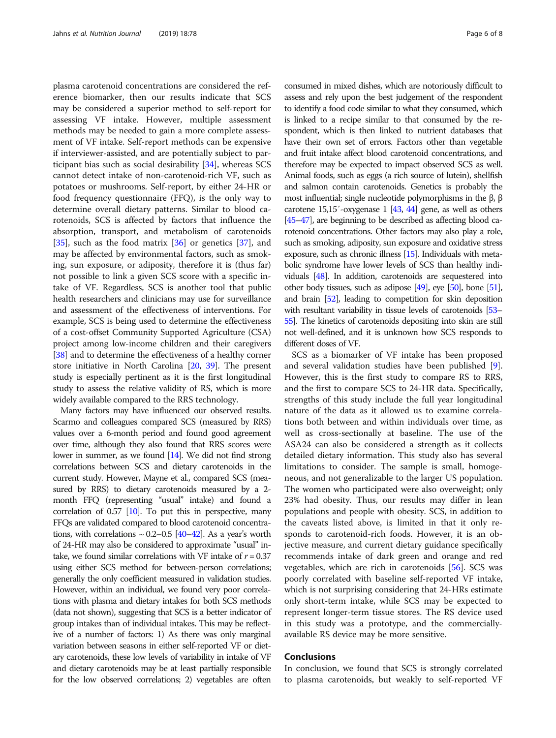plasma carotenoid concentrations are considered the reference biomarker, then our results indicate that SCS may be considered a superior method to self-report for assessing VF intake. However, multiple assessment methods may be needed to gain a more complete assessment of VF intake. Self-report methods can be expensive if interviewer-assisted, and are potentially subject to participant bias such as social desirability [34], whereas SCS cannot detect intake of non-carotenoid-rich VF, such as potatoes or mushrooms. Self-report, by either 24-HR or food frequency questionnaire (FFQ), is the only way to determine overall dietary patterns. Similar to blood carotenoids, SCS is affected by factors that influence the absorption, transport, and metabolism of carotenoids [35], such as the food matrix [36] or genetics [37], and may be affected by environmental factors, such as smoking, sun exposure, or adiposity, therefore it is (thus far) not possible to link a given SCS score with a specific intake of VF. Regardless, SCS is another tool that public health researchers and clinicians may use for surveillance and assessment of the effectiveness of interventions. For example, SCS is being used to determine the effectiveness of a cost-offset Community Supported Agriculture (CSA) project among low-income children and their caregivers [38] and to determine the effectiveness of a healthy corner store initiative in North Carolina [20, 39]. The present study is especially pertinent as it is the first longitudinal study to assess the relative validity of RS, which is more widely available compared to the RRS technology.

Many factors may have influenced our observed results. Scarmo and colleagues compared SCS (measured by RRS) values over a 6-month period and found good agreement over time, although they also found that RRS scores were lower in summer, as we found [14]. We did not find strong correlations between SCS and dietary carotenoids in the current study. However, Mayne et al., compared SCS (measured by RRS) to dietary carotenoids measured by a 2-month FFQ (representing "usual" intake) and found a correlation of 0.57 [10]. To put this in perspective, many FFQs are validated compared to blood carotenoid concentrations, with correlations ~ 0.2–0.5 [40–42]. As a year's worth of 24-HR may also be considered to approximate "usual" intake, we found similar correlations with VF intake of $r = 0.37$ using either SCS method for between-person correlations; generally the only coefficient measured in validation studies. However, within an individual, we found very poor correlations with plasma and dietary intakes for both SCS methods (data not shown), suggesting that SCS is a better indicator of group intakes than of individual intakes. This may be reflective of a number of factors: 1) As there was only marginal variation between seasons in either self-reported VF or dietary carotenoids, these low levels of variability in intake of VF and dietary carotenoids may be at least partially responsible for the low observed correlations; 2) vegetables are often consumed in mixed dishes, which are notoriously difficult to assess and rely upon the best judgement of the respondent to identify a food code similar to what they consumed, which is linked to a recipe similar to that consumed by the respondent, which is then linked to nutrient databases that have their own set of errors. Factors other than vegetable and fruit intake affect blood carotenoid concentrations, and therefore may be expected to impact observed SCS as well. Animal foods, such as eggs (a rich source of lutein), shellfish and salmon contain carotenoids. Genetics is probably the most influential; single nucleotide polymorphisms in the β, β carotene 15,15′-oxygenase 1 [43, 44] gene, as well as others [45–47], are beginning to be described as affecting blood carotenoid concentrations. Other factors may also play a role, such as smoking, adiposity, sun exposure and oxidative stress exposure, such as chronic illness [15]. Individuals with metabolic syndrome have lower levels of SCS than healthy individuals [48]. In addition, carotenoids are sequestered into other body tissues, such as adipose [49], eye [50], bone [51], and brain [52], leading to competition for skin deposition with resultant variability in tissue levels of carotenoids [53–55]. The kinetics of carotenoids depositing into skin are still not well-defined, and it is unknown how SCS responds to different doses of VF.

SCS as a biomarker of VF intake has been proposed and several validation studies have been published [9]. However, this is the first study to compare RS to RRS, and the first to compare SCS to 24-HR data. Specifically, strengths of this study include the full year longitudinal nature of the data as it allowed us to examine correlations both between and within individuals over time, as well as cross-sectionally at baseline. The use of the ASA24 can also be considered a strength as it collects detailed dietary information. This study also has several limitations to consider. The sample is small, homogeneous, and not generalizable to the larger US population. The women who participated were also overweight; only 23% had obesity. Thus, our results may differ in lean populations and people with obesity. SCS, in addition to the caveats listed above, is limited in that it only responds to carotenoid-rich foods. However, it is an objective measure, and current dietary guidance specifically recommends intake of dark green and orange and red vegetables, which are rich in carotenoids [56]. SCS was poorly correlated with baseline self-reported VF intake, which is not surprising considering that 24-HRs estimate only short-term intake, while SCS may be expected to represent longer-term tissue stores. The RS device used in this study was a prototype, and the commercially-available RS device may be more sensitive.

## Conclusions

In conclusion, we found that SCS is strongly correlated to plasma carotenoids, but weakly to self-reported VF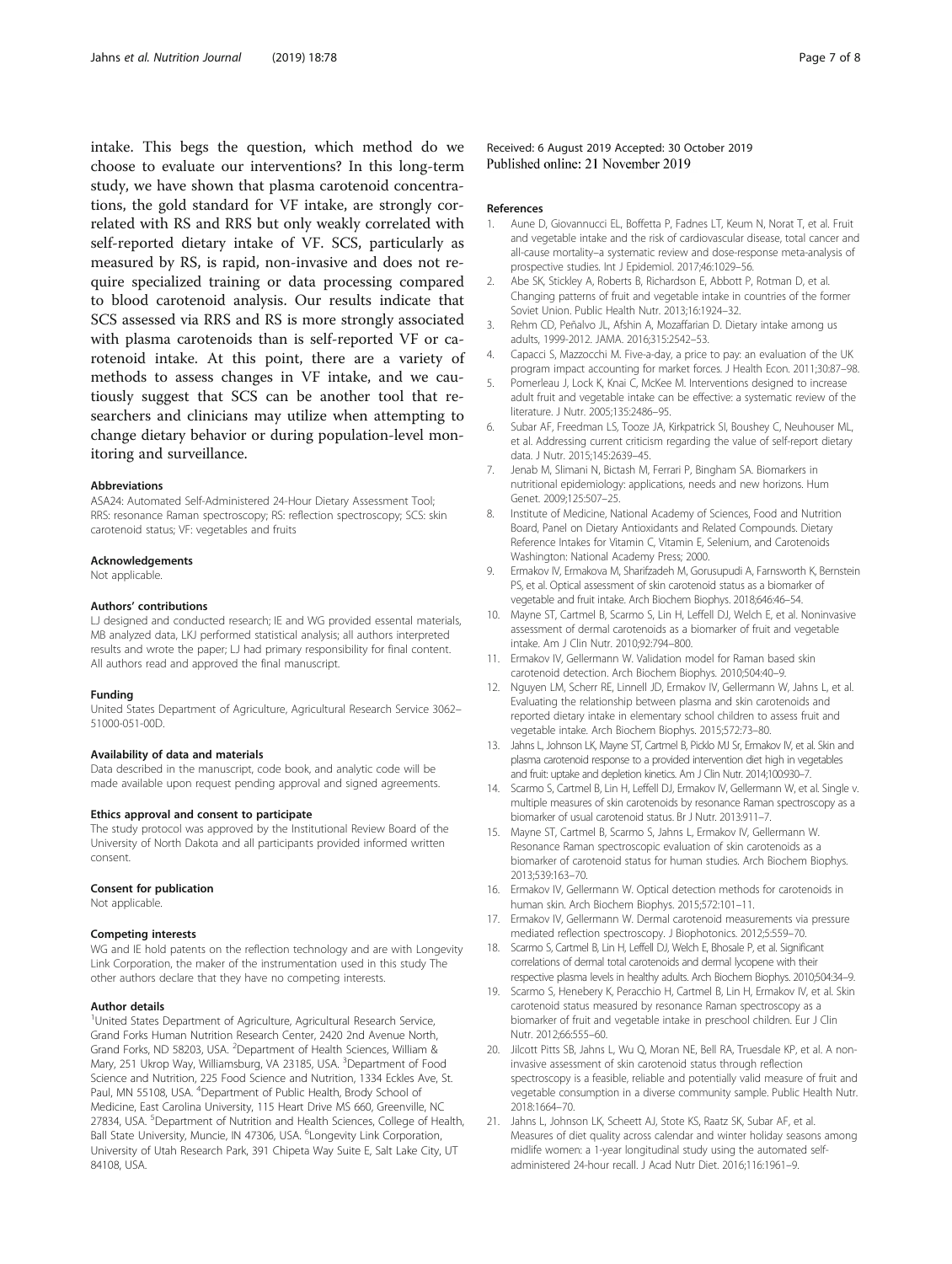intake. This begs the question, which method do we choose to evaluate our interventions? In this long-term study, we have shown that plasma carotenoid concentrations, the gold standard for VF intake, are strongly correlated with RS and RRS but only weakly correlated with self-reported dietary intake of VF. SCS, particularly as measured by RS, is rapid, non-invasive and does not require specialized training or data processing compared to blood carotenoid analysis. Our results indicate that SCS assessed via RRS and RS is more strongly associated with plasma carotenoids than is self-reported VF or carotenoid intake. At this point, there are a variety of methods to assess changes in VF intake, and we cautiously suggest that SCS can be another tool that researchers and clinicians may utilize when attempting to change dietary behavior or during population-level monitoring and surveillance.

#### Abbreviations

ASA24: Automated Self-Administered 24-Hour Dietary Assessment Tool; RRS: resonance Raman spectroscopy; RS: reflection spectroscopy; SCS: skin carotenoid status; VF: vegetables and fruits

#### Acknowledgements

Not applicable.

#### Authors' contributions

LJ designed and conducted research; IE and WG provided essental materials, MB analyzed data, LKJ performed statistical analysis; all authors interpreted results and wrote the paper; LJ had primary responsibility for final content. All authors read and approved the final manuscript.

#### Funding

United States Department of Agriculture, Agricultural Research Service 3062–51000-051-00D.

#### Availability of data and materials

Data described in the manuscript, code book, and analytic code will be made available upon request pending approval and signed agreements.

#### Ethics approval and consent to participate

The study protocol was approved by the Institutional Review Board of the University of North Dakota and all participants provided informed written consent.

#### Consent for publication

Not applicable.

#### Competing interests

WG and IE hold patents on the reflection technology and are with Longevity Link Corporation, the maker of the instrumentation used in this study The other authors declare that they have no competing interests.

#### Author details

[1]United States Department of Agriculture, Agricultural Research Service, Grand Forks Human Nutrition Research Center, 2420 2nd Avenue North, Grand Forks, ND 58203, USA. [2]Department of Health Sciences, William & Mary, 251 Ukrop Way, Williamsburg, VA 23185, USA. [3]Department of Food Science and Nutrition, 225 Food Science and Nutrition, 1334 Eckles Ave, St. Paul, MN 55108, USA. [4]Department of Public Health, Brody School of Medicine, East Carolina University, 115 Heart Drive MS 660, Greenville, NC 27834, USA. [5]Department of Nutrition and Health Sciences, College of Health, Ball State University, Muncie, IN 47306, USA. [6]Longevity Link Corporation, University of Utah Research Park, 391 Chipeta Way Suite E, Salt Lake City, UT 84108, USA.

Received: 6 August 2019 Accepted: 30 October 2019
Published online: 21 November 2019

#### References

1. Aune D, Giovannucci EL, Boffetta P, Fadnes LT, Keum N, Norat T, et al. Fruit and vegetable intake and the risk of cardiovascular disease, total cancer and all-cause mortality–a systematic review and dose-response meta-analysis of prospective studies. Int J Epidemiol. 2017;46:1029–56.
2. Abe SK, Stickley A, Roberts B, Richardson E, Abbott P, Rotman D, et al. Changing patterns of fruit and vegetable intake in countries of the former Soviet Union. Public Health Nutr. 2013;16:1924–32.
3. Rehm CD, Peñalvo JL, Afshin A, Mozaffarian D. Dietary intake among us adults, 1999-2012. JAMA. 2016;315:2542–53.
4. Capacci S, Mazzocchi M. Five-a-day, a price to pay: an evaluation of the UK program impact accounting for market forces. J Health Econ. 2011;30:87–98.
5. Pomerleau J, Lock K, Knai C, McKee M. Interventions designed to increase adult fruit and vegetable intake can be effective: a systematic review of the literature. J Nutr. 2005;135:2486–95.
6. Subar AF, Freedman LS, Tooze JA, Kirkpatrick SI, Boushey C, Neuhouser ML, et al. Addressing current criticism regarding the value of self-report dietary data. J Nutr. 2015;145:2639–45.
7. Jenab M, Slimani N, Bictash M, Ferrari P, Bingham SA. Biomarkers in nutritional epidemiology: applications, needs and new horizons. Hum Genet. 2009;125:507–25.
8. Institute of Medicine, National Academy of Sciences, Food and Nutrition Board, Panel on Dietary Antioxidants and Related Compounds. Dietary Reference Intakes for Vitamin C, Vitamin E, Selenium, and Carotenoids Washington: National Academy Press; 2000.
9. Ermakov IV, Ermakova M, Sharifzadeh M, Gorusupudi A, Farnsworth K, Bernstein PS, et al. Optical assessment of skin carotenoid status as a biomarker of vegetable and fruit intake. Arch Biochem Biophys. 2018;646:46–54.
10. Mayne ST, Cartmel B, Scarmo S, Lin H, Leffell DJ, Welch E, et al. Noninvasive assessment of dermal carotenoids as a biomarker of fruit and vegetable intake. Am J Clin Nutr. 2010;92:794–800.
11. Ermakov IV, Gellermann W. Validation model for Raman based skin carotenoid detection. Arch Biochem Biophys. 2010;504:40–9.
12. Nguyen LM, Scherr RE, Linnell JD, Ermakov IV, Gellermann W, Jahns L, et al. Evaluating the relationship between plasma and skin carotenoids and reported dietary intake in elementary school children to assess fruit and vegetable intake. Arch Biochem Biophys. 2015;572:73–80.
13. Jahns L, Johnson LK, Mayne ST, Cartmel B, Picklo MJ Sr, Ermakov IV, et al. Skin and plasma carotenoid response to a provided intervention diet high in vegetables and fruit: uptake and depletion kinetics. Am J Clin Nutr. 2014;100:930–7.
14. Scarmo S, Cartmel B, Lin H, Leffell DJ, Ermakov IV, Gellermann W, et al. Single v. multiple measures of skin carotenoids by resonance Raman spectroscopy as a biomarker of usual carotenoid status. Br J Nutr. 2013:911–7.
15. Mayne ST, Cartmel B, Scarmo S, Jahns L, Ermakov IV, Gellermann W. Resonance Raman spectroscopic evaluation of skin carotenoids as a biomarker of carotenoid status for human studies. Arch Biochem Biophys. 2013;539:163–70.
16. Ermakov IV, Gellermann W. Optical detection methods for carotenoids in human skin. Arch Biochem Biophys. 2015;572:101–11.
17. Ermakov IV, Gellermann W. Dermal carotenoid measurements via pressure mediated reflection spectroscopy. J Biophotonics. 2012;5:559–70.
18. Scarmo S, Cartmel B, Lin H, Leffell DJ, Welch E, Bhosale P, et al. Significant correlations of dermal total carotenoids and dermal lycopene with their respective plasma levels in healthy adults. Arch Biochem Biophys. 2010;504:34–9.
19. Scarmo S, Henebery K, Peracchio H, Cartmel B, Lin H, Ermakov IV, et al. Skin carotenoid status measured by resonance Raman spectroscopy as a biomarker of fruit and vegetable intake in preschool children. Eur J Clin Nutr. 2012;66:555–60.
20. Jilcott Pitts SB, Jahns L, Wu Q, Moran NE, Bell RA, Truesdale KP, et al. A non-invasive assessment of skin carotenoid status through reflection spectroscopy is a feasible, reliable and potentially valid measure of fruit and vegetable consumption in a diverse community sample. Public Health Nutr. 2018:1664–70.
21. Jahns L, Johnson LK, Scheett AJ, Stote KS, Raatz SK, Subar AF, et al. Measures of diet quality across calendar and winter holiday seasons among midlife women: a 1-year longitudinal study using the automated self-administered 24-hour recall. J Acad Nutr Diet. 2016;116:1961–9.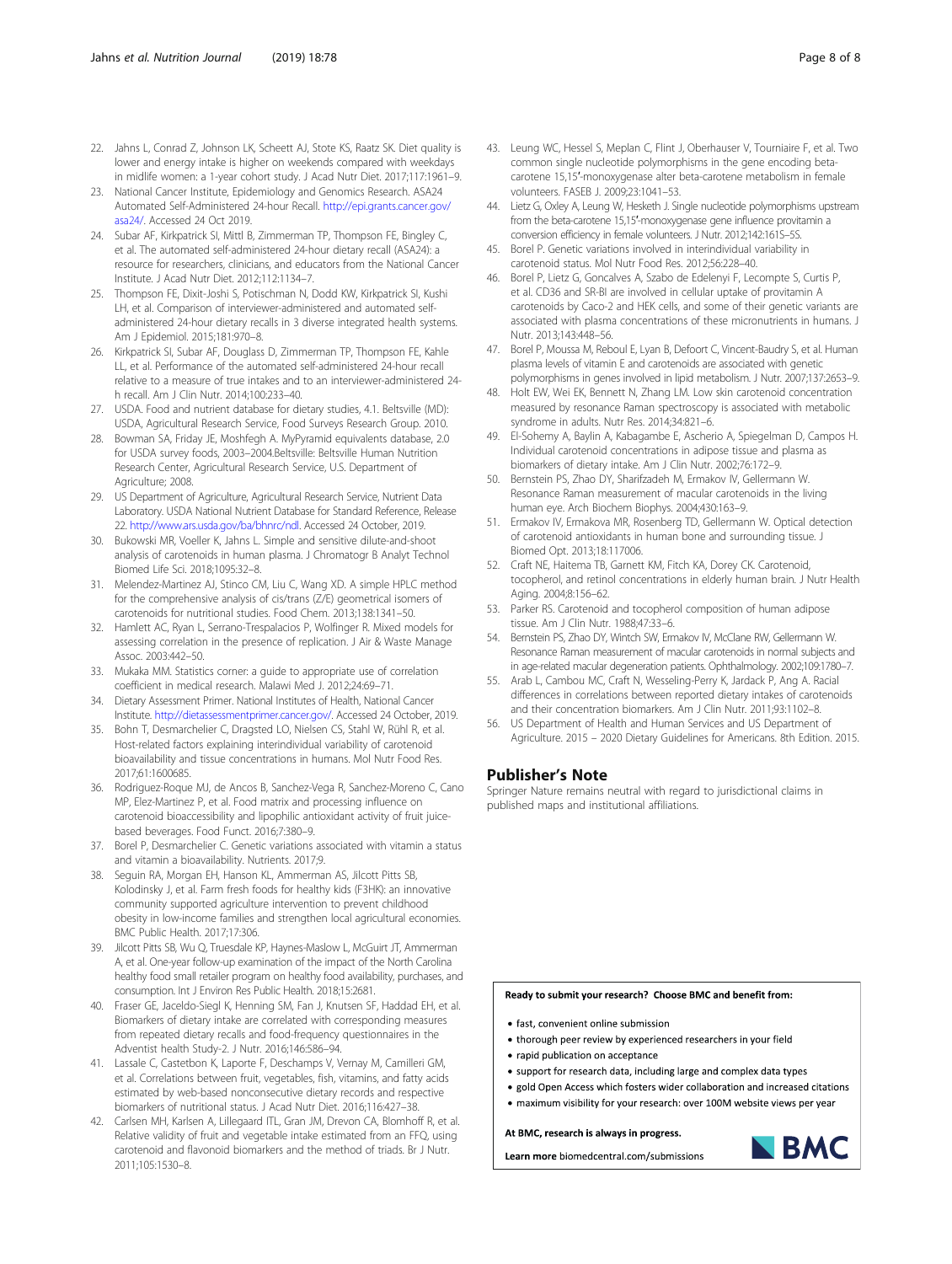22. Jahns L, Conrad Z, Johnson LK, Scheett AJ, Stote KS, Raatz SK. Diet quality is lower and energy intake is higher on weekends compared with weekdays in midlife women: a 1-year cohort study. J Acad Nutr Diet. 2017;117:1961–9.
23. National Cancer Institute, Epidemiology and Genomics Research. ASA24 Automated Self-Administered 24-hour Recall. http://epi.grants.cancer.gov/asa24/. Accessed 24 Oct 2019.
24. Subar AF, Kirkpatrick SI, Mittl B, Zimmerman TP, Thompson FE, Bingley C, et al. The automated self-administered 24-hour dietary recall (ASA24): a resource for researchers, clinicians, and educators from the National Cancer Institute. J Acad Nutr Diet. 2012;112:1134–7.
25. Thompson FE, Dixit-Joshi S, Potischman N, Dodd KW, Kirkpatrick SI, Kushi LH, et al. Comparison of interviewer-administered and automated self-administered 24-hour dietary recalls in 3 diverse integrated health systems. Am J Epidemiol. 2015;181:970–8.
26. Kirkpatrick SI, Subar AF, Douglass D, Zimmerman TP, Thompson FE, Kahle LL, et al. Performance of the automated self-administered 24-hour recall relative to a measure of true intakes and to an interviewer-administered 24-h recall. Am J Clin Nutr. 2014;100:233–40.
27. USDA. Food and nutrient database for dietary studies, 4.1. Beltsville (MD): USDA, Agricultural Research Service, Food Surveys Research Group. 2010.
28. Bowman SA, Friday JE, Moshfegh A. MyPyramid equivalents database, 2.0 for USDA survey foods, 2003–2004.Beltsville: Beltsville Human Nutrition Research Center, Agricultural Research Service, U.S. Department of Agriculture; 2008.
29. US Department of Agriculture, Agricultural Research Service, Nutrient Data Laboratory. USDA National Nutrient Database for Standard Reference, Release 22. http://www.ars.usda.gov/ba/bhnrc/ndl. Accessed 24 October, 2019.
30. Bukowski MR, Voeller K, Jahns L. Simple and sensitive dilute-and-shoot analysis of carotenoids in human plasma. J Chromatogr B Analyt Technol Biomed Life Sci. 2018;1095:32–8.
31. Melendez-Martinez AJ, Stinco CM, Liu C, Wang XD. A simple HPLC method for the comprehensive analysis of cis/trans (Z/E) geometrical isomers of carotenoids for nutritional studies. Food Chem. 2013;138:1341–50.
32. Hamlett AC, Ryan L, Serrano-Trespalacios P, Wolfinger R. Mixed models for assessing correlation in the presence of replication. J Air & Waste Manage Assoc. 2003:442–50.
33. Mukaka MM. Statistics corner: a guide to appropriate use of correlation coefficient in medical research. Malawi Med J. 2012;24:69–71.
34. Dietary Assessment Primer. National Institutes of Health, National Cancer Institute. http://dietassessmentprimer.cancer.gov/. Accessed 24 October, 2019.
35. Bohn T, Desmarchelier C, Dragsted LO, Nielsen CS, Stahl W, Rühl R, et al. Host-related factors explaining interindividual variability of carotenoid bioavailability and tissue concentrations in humans. Mol Nutr Food Res. 2017;61:1600685.
36. Rodriguez-Roque MJ, de Ancos B, Sanchez-Vega R, Sanchez-Moreno C, Cano MP, Elez-Martinez P, et al. Food matrix and processing influence on carotenoid bioaccessibility and lipophilic antioxidant activity of fruit juice-based beverages. Food Funct. 2016;7:380–9.
37. Borel P, Desmarchelier C. Genetic variations associated with vitamin a status and vitamin a bioavailability. Nutrients. 2017;9.
38. Seguin RA, Morgan EH, Hanson KL, Ammerman AS, Jilcott Pitts SB, Kolodinsky J, et al. Farm fresh foods for healthy kids (F3HK): an innovative community supported agriculture intervention to prevent childhood obesity in low-income families and strengthen local agricultural economies. BMC Public Health. 2017;17:306.
39. Jilcott Pitts SB, Wu Q, Truesdale KP, Haynes-Maslow L, McGuirt JT, Ammerman A, et al. One-year follow-up examination of the impact of the North Carolina healthy food small retailer program on healthy food availability, purchases, and consumption. Int J Environ Res Public Health. 2018;15:2681.
40. Fraser GE, Jaceldo-Siegl K, Henning SM, Fan J, Knutsen SF, Haddad EH, et al. Biomarkers of dietary intake are correlated with corresponding measures from repeated dietary recalls and food-frequency questionnaires in the Adventist health Study-2. J Nutr. 2016;146:586–94.
41. Lassale C, Castetbon K, Laporte F, Deschamps V, Vernay M, Camilleri GM, et al. Correlations between fruit, vegetables, fish, vitamins, and fatty acids estimated by web-based nonconsecutive dietary records and respective biomarkers of nutritional status. J Acad Nutr Diet. 2016;116:427–38.
42. Carlsen MH, Karlsen A, Lillegaard ITL, Gran JM, Drevon CA, Blomhoff R, et al. Relative validity of fruit and vegetable intake estimated from an FFQ, using carotenoid and flavonoid biomarkers and the method of triads. Br J Nutr. 2011;105:1530–8.
43. Leung WC, Hessel S, Meplan C, Flint J, Oberhauser V, Tourniaire F, et al. Two common single nucleotide polymorphisms in the gene encoding beta-carotene 15,15′-monoxygenase alter beta-carotene metabolism in female volunteers. FASEB J. 2009;23:1041–53.
44. Lietz G, Oxley A, Leung W, Hesketh J. Single nucleotide polymorphisms upstream from the beta-carotene 15,15′-monoxygenase gene influence provitamin a conversion efficiency in female volunteers. J Nutr. 2012;142:161S–5S.
45. Borel P. Genetic variations involved in interindividual variability in carotenoid status. Mol Nutr Food Res. 2012;56:228–40.
46. Borel P, Lietz G, Goncalves A, Szabo de Edelenyi F, Lecompte S, Curtis P, et al. CD36 and SR-BI are involved in cellular uptake of provitamin A carotenoids by Caco-2 and HEK cells, and some of their genetic variants are associated with plasma concentrations of these micronutrients in humans. J Nutr. 2013;143:448–56.
47. Borel P, Moussa M, Reboul E, Lyan B, Defoort C, Vincent-Baudry S, et al. Human plasma levels of vitamin E and carotenoids are associated with genetic polymorphisms in genes involved in lipid metabolism. J Nutr. 2007;137:2653–9.
48. Holt EW, Wei EK, Bennett N, Zhang LM. Low skin carotenoid concentration measured by resonance Raman spectroscopy is associated with metabolic syndrome in adults. Nutr Res. 2014;34:821–6.
49. El-Sohemy A, Baylin A, Kabagambe E, Ascherio A, Spiegelman D, Campos H. Individual carotenoid concentrations in adipose tissue and plasma as biomarkers of dietary intake. Am J Clin Nutr. 2002;76:172–9.
50. Bernstein PS, Zhao DY, Sharifzadeh M, Ermakov IV, Gellermann W. Resonance Raman measurement of macular carotenoids in the living human eye. Arch Biochem Biophys. 2004;430:163–9.
51. Ermakov IV, Ermakova MR, Rosenberg TD, Gellermann W. Optical detection of carotenoid antioxidants in human bone and surrounding tissue. J Biomed Opt. 2013;18:117006.
52. Craft NE, Haitema TB, Garnett KM, Fitch KA, Dorey CK. Carotenoid, tocopherol, and retinol concentrations in elderly human brain. J Nutr Health Aging. 2004;8:156–62.
53. Parker RS. Carotenoid and tocopherol composition of human adipose tissue. Am J Clin Nutr. 1988;47:33–6.
54. Bernstein PS, Zhao DY, Wintch SW, Ermakov IV, McClane RW, Gellermann W. Resonance Raman measurement of macular carotenoids in normal subjects and in age-related macular degeneration patients. Ophthalmology. 2002;109:1780–7.
55. Arab L, Cambou MC, Craft N, Wesseling-Perry K, Jardack P, Ang A. Racial differences in correlations between reported dietary intakes of carotenoids and their concentration biomarkers. Am J Clin Nutr. 2011;93:1102–8.
56. US Department of Health and Human Services and US Department of Agriculture. 2015 – 2020 Dietary Guidelines for Americans. 8th Edition. 2015.

## Publisher's Note

Springer Nature remains neutral with regard to jurisdictional claims in published maps and institutional affiliations.

**Ready to submit your research? Choose BMC and benefit from:**

- fast, convenient online submission
- thorough peer review by experienced researchers in your field
- rapid publication on acceptance
- support for research data, including large and complex data types
- gold Open Access which fosters wider collaboration and increased citations
- maximum visibility for your research: over 100M website views per year

**At BMC, research is always in progress.**

**Learn more** biomedcentral.com/submissions